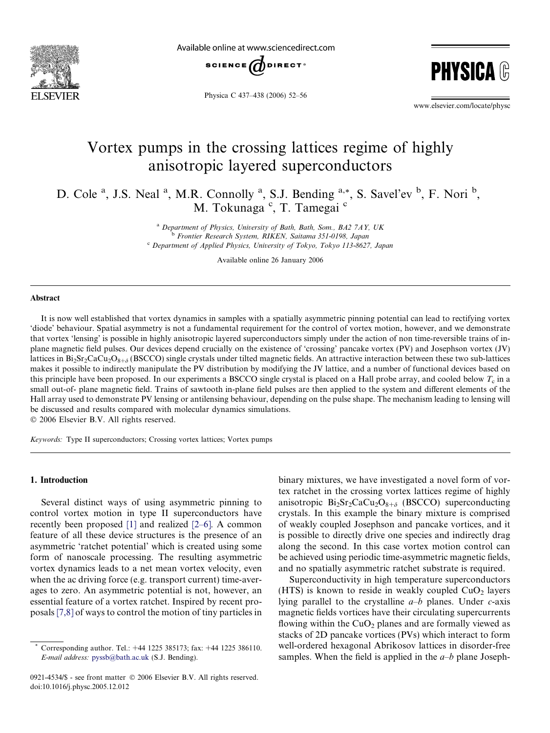# Vortex pumps in the crossing lattices regime of highly anisotropic layered superconductors

D. Cole [a], J.S. Neal [a], M.R. Connolly [a], S.J. Bending [a,*], S. Savel'ev [b], F. Nori [b], M. Tokunaga [c], T. Tamegai [c]

[a] *Department of Physics, University of Bath, Bath, Som., BA2 7AY, UK*
[b] *Frontier Research System, RIKEN, Saitama 351-0198, Japan*
[c] *Department of Applied Physics, University of Tokyo, Tokyo 113-8627, Japan*

Available online 26 January 2006

## Abstract

It is now well established that vortex dynamics in samples with a spatially asymmetric pinning potential can lead to rectifying vortex 'diode' behaviour. Spatial asymmetry is not a fundamental requirement for the control of vortex motion, however, and we demonstrate that vortex 'lensing' is possible in highly anisotropic layered superconductors simply under the action of non time-reversible trains of in-plane magnetic field pulses. Our devices depend crucially on the existence of 'crossing' pancake vortex (PV) and Josephson vortex (JV) lattices in $Bi_2Sr_2CaCu_2O_{8+\delta}$ (BSCCO) single crystals under tilted magnetic fields. An attractive interaction between these two sub-lattices makes it possible to indirectly manipulate the PV distribution by modifying the JV lattice, and a number of functional devices based on this principle have been proposed. In our experiments a BSCCO single crystal is placed on a Hall probe array, and cooled below $T_c$ in a small out-of- plane magnetic field. Trains of sawtooth in-plane field pulses are then applied to the system and different elements of the Hall array used to demonstrate PV lensing or antilensing behaviour, depending on the pulse shape. The mechanism leading to lensing will be discussed and results compared with molecular dynamics simulations.

© 2006 Elsevier B.V. All rights reserved.

*Keywords:* Type II superconductors; Crossing vortex lattices; Vortex pumps

## 1. Introduction

Several distinct ways of using asymmetric pinning to control vortex motion in type II superconductors have recently been proposed [1] and realized [2–6]. A common feature of all these device structures is the presence of an asymmetric 'ratchet potential' which is created using some form of nanoscale processing. The resulting asymmetric vortex dynamics leads to a net mean vortex velocity, even when the ac driving force (e.g. transport current) time-averages to zero. An asymmetric potential is not, however, an essential feature of a vortex ratchet. Inspired by recent proposals [7,8] of ways to control the motion of tiny particles in binary mixtures, we have investigated a novel form of vortex ratchet in the crossing vortex lattices regime of highly anisotropic $Bi_2Sr_2CaCu_2O_{8+\delta}$ (BSCCO) superconducting crystals. In this example the binary mixture is comprised of weakly coupled Josephson and pancake vortices, and it is possible to directly drive one species and indirectly drag along the second. In this case vortex motion control can be achieved using periodic time-asymmetric magnetic fields, and no spatially asymmetric ratchet substrate is required.

Superconductivity in high temperature superconductors (HTS) is known to reside in weakly coupled $CuO_2$ layers lying parallel to the crystalline *a–b* planes. Under *c*-axis magnetic fields vortices have their circulating supercurrents flowing within the $CuO_2$ planes and are formally viewed as stacks of 2D pancake vortices (PVs) which interact to form well-ordered hexagonal Abrikosov lattices in disorder-free samples. When the field is applied in the *a–b* plane Joseph-

* Corresponding author. Tel.: +44 1225 385173; fax: +44 1225 386110. *E-mail address:* pyssb@bath.ac.uk (S.J. Bending).

0921-4534/$ - see front matter © 2006 Elsevier B.V. All rights reserved.
doi:10.1016/j.physc.2005.12.012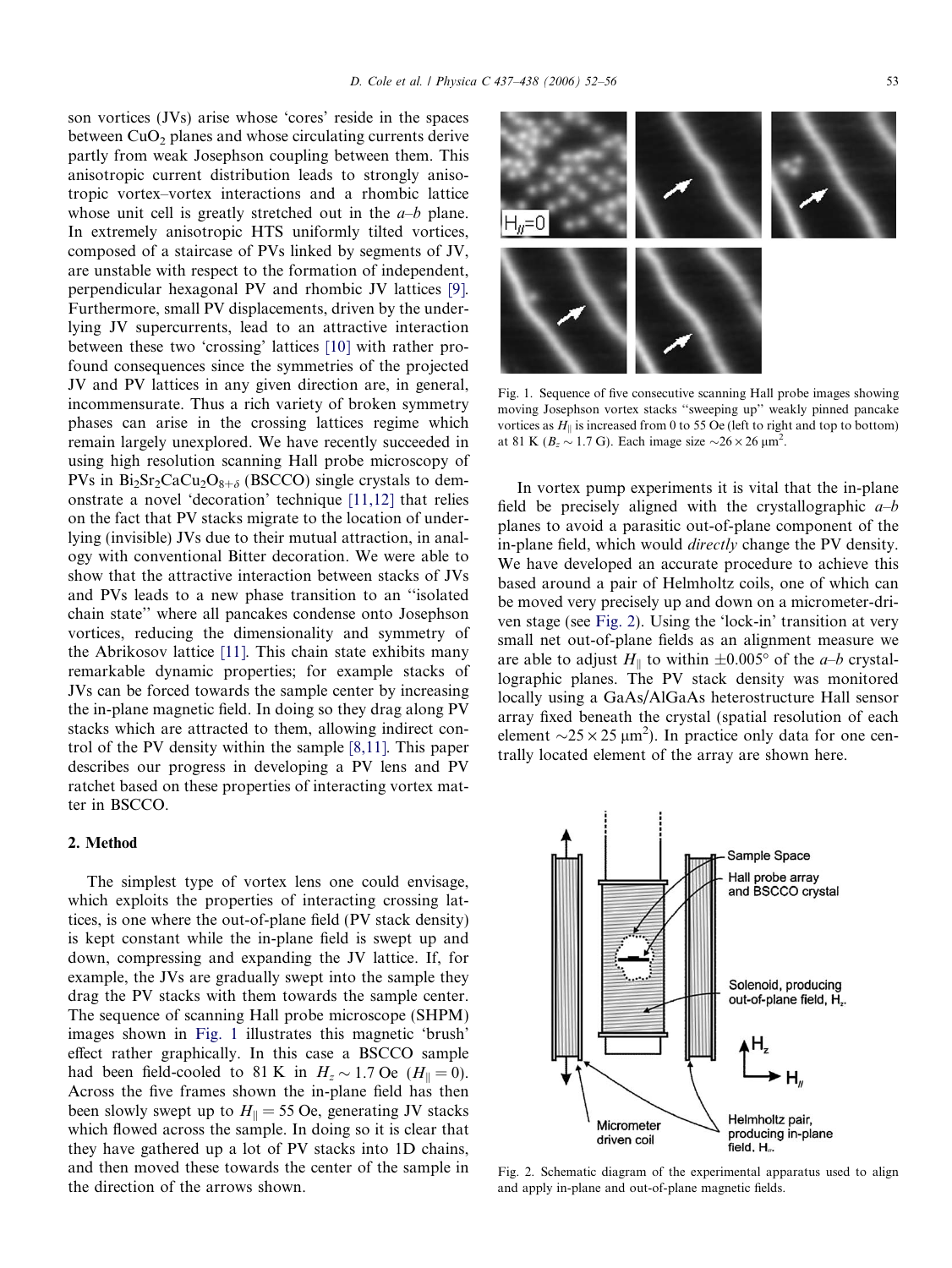son vortices (JVs) arise whose 'cores' reside in the spaces between $CuO_2$ planes and whose circulating currents derive partly from weak Josephson coupling between them. This anisotropic current distribution leads to strongly anisotropic vortex–vortex interactions and a rhombic lattice whose unit cell is greatly stretched out in the *a–b* plane. In extremely anisotropic HTS uniformly tilted vortices, composed of a staircase of PVs linked by segments of JV, are unstable with respect to the formation of independent, perpendicular hexagonal PV and rhombic JV lattices [9]. Furthermore, small PV displacements, driven by the underlying JV supercurrents, lead to an attractive interaction between these two 'crossing' lattices [10] with rather profound consequences since the symmetries of the projected JV and PV lattices in any given direction are, in general, incommensurate. Thus a rich variety of broken symmetry phases can arise in the crossing lattices regime which remain largely unexplored. We have recently succeeded in using high resolution scanning Hall probe microscopy of PVs in $Bi_2Sr_2CaCu_2O_{8+\delta}$ (BSCCO) single crystals to demonstrate a novel 'decoration' technique [11,12] that relies on the fact that PV stacks migrate to the location of underlying (invisible) JVs due to their mutual attraction, in analogy with conventional Bitter decoration. We were able to show that the attractive interaction between stacks of JVs and PVs leads to a new phase transition to an "isolated chain state" where all pancakes condense onto Josephson vortices, reducing the dimensionality and symmetry of the Abrikosov lattice [11]. This chain state exhibits many remarkable dynamic properties; for example stacks of JVs can be forced towards the sample center by increasing the in-plane magnetic field. In doing so they drag along PV stacks which are attracted to them, allowing indirect control of the PV density within the sample [8,11]. This paper describes our progress in developing a PV lens and PV ratchet based on these properties of interacting vortex matter in BSCCO.

## 2. Method

The simplest type of vortex lens one could envisage, which exploits the properties of interacting crossing lattices, is one where the out-of-plane field (PV stack density) is kept constant while the in-plane field is swept up and down, compressing and expanding the JV lattice. If, for example, the JVs are gradually swept into the sample they drag the PV stacks with them towards the sample center. The sequence of scanning Hall probe microscope (SHPM) images shown in Fig. 1 illustrates this magnetic 'brush' effect rather graphically. In this case a BSCCO sample had been field-cooled to 81 K in $H_z \sim 1.7$ Oe ($H_\parallel = 0$). Across the five frames shown the in-plane field has then been slowly swept up to $H_\parallel = 55$ Oe, generating JV stacks which flowed across the sample. In doing so it is clear that they have gathered up a lot of PV stacks into 1D chains, and then moved these towards the center of the sample in the direction of the arrows shown.

Fig. 1. Sequence of five consecutive scanning Hall probe images showing moving Josephson vortex stacks "sweeping up" weakly pinned pancake vortices as $H_\parallel$ is increased from 0 to 55 Oe (left to right and top to bottom) at 81 K ($B_z \sim 1.7$ G). Each image size $\sim 26 \times 26$ μm$^2$.

In vortex pump experiments it is vital that the in-plane field be precisely aligned with the crystallographic *a–b* planes to avoid a parasitic out-of-plane component of the in-plane field, which would *directly* change the PV density. We have developed an accurate procedure to achieve this based around a pair of Helmholtz coils, one of which can be moved very precisely up and down on a micrometer-driven stage (see Fig. 2). Using the 'lock-in' transition at very small net out-of-plane fields as an alignment measure we are able to adjust $H_\parallel$ to within $\pm 0.005°$ of the *a–b* crystallographic planes. The PV stack density was monitored locally using a GaAs/AlGaAs heterostructure Hall sensor array fixed beneath the crystal (spatial resolution of each element $\sim 25 \times 25$ μm$^2$). In practice only data for one centrally located element of the array are shown here.

Fig. 2. Schematic diagram of the experimental apparatus used to align and apply in-plane and out-of-plane magnetic fields.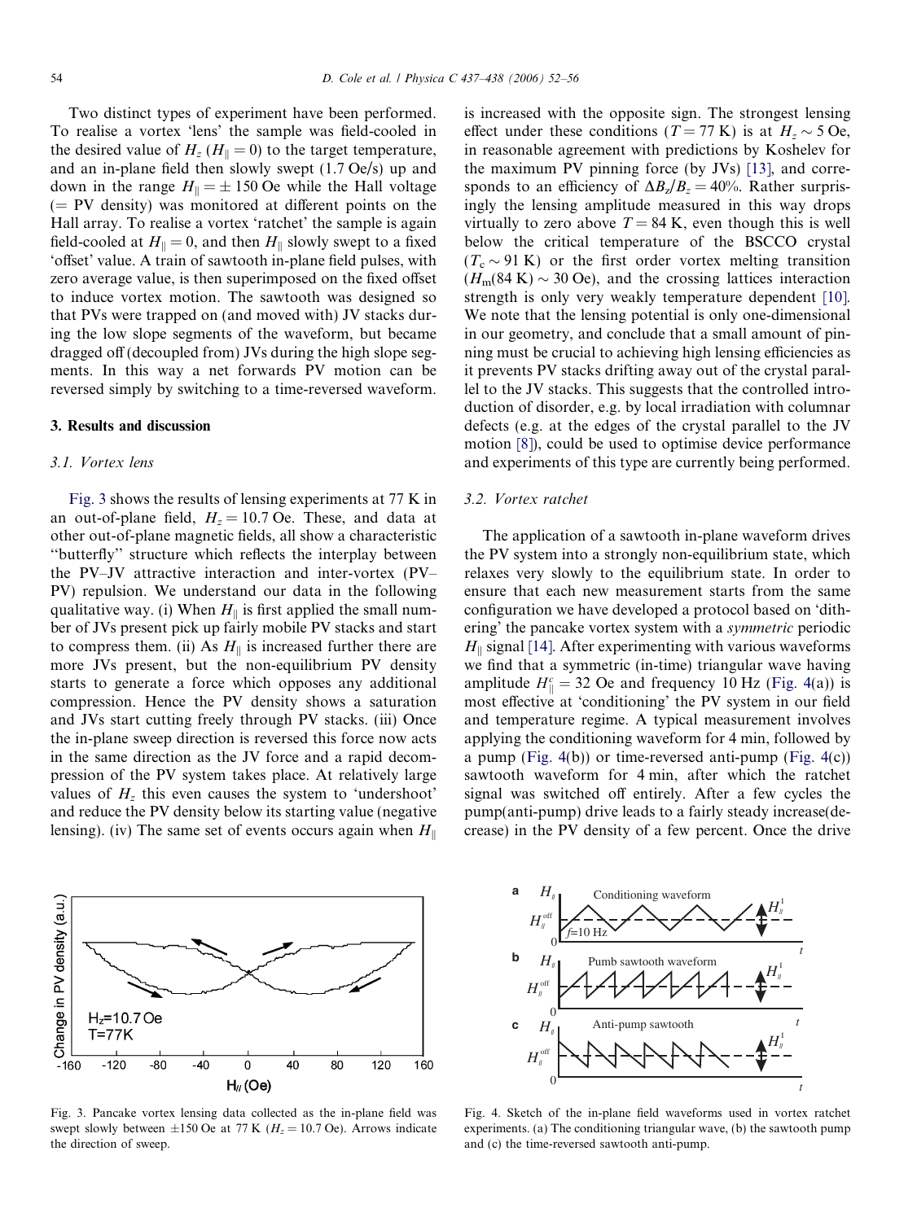Two distinct types of experiment have been performed. To realise a vortex 'lens' the sample was field-cooled in the desired value of $H_z$ ($H_\parallel = 0$) to the target temperature, and an in-plane field then slowly swept (1.7 Oe/s) up and down in the range $H_\parallel = \pm 150$ Oe while the Hall voltage (= PV density) was monitored at different points on the Hall array. To realise a vortex 'ratchet' the sample is again field-cooled at $H_\parallel = 0$, and then $H_\parallel$ slowly swept to a fixed 'offset' value. A train of sawtooth in-plane field pulses, with zero average value, is then superimposed on the fixed offset to induce vortex motion. The sawtooth was designed so that PVs were trapped on (and moved with) JV stacks during the low slope segments of the waveform, but became dragged off (decoupled from) JVs during the high slope segments. In this way a net forwards PV motion can be reversed simply by switching to a time-reversed waveform.

## 3. Results and discussion

### 3.1. Vortex lens

Fig. 3 shows the results of lensing experiments at 77 K in an out-of-plane field, $H_z = 10.7$ Oe. These, and data at other out-of-plane magnetic fields, all show a characteristic "butterfly" structure which reflects the interplay between the PV–JV attractive interaction and inter-vortex (PV–PV) repulsion. We understand our data in the following qualitative way. (i) When $H_\parallel$ is first applied the small number of JVs present pick up fairly mobile PV stacks and start to compress them. (ii) As $H_\parallel$ is increased further there are more JVs present, but the non-equilibrium PV density starts to generate a force which opposes any additional compression. Hence the PV density shows a saturation and JVs start cutting freely through PV stacks. (iii) Once the in-plane sweep direction is reversed this force now acts in the same direction as the JV force and a rapid decompression of the PV system takes place. At relatively large values of $H_z$ this even causes the system to 'undershoot' and reduce the PV density below its starting value (negative lensing). (iv) The same set of events occurs again when $H_\parallel$ is increased with the opposite sign. The strongest lensing effect under these conditions ($T = 77$ K) is at $H_z \sim 5$ Oe, in reasonable agreement with predictions by Koshelev for the maximum PV pinning force (by JVs) [13], and corresponds to an efficiency of $\Delta B_z/B_z = 40\%$. Rather surprisingly the lensing amplitude measured in this way drops virtually to zero above $T = 84$ K, even though this is well below the critical temperature of the BSCCO crystal ($T_c \sim 91$ K) or the first order vortex melting transition ($H_m(84\text{ K}) \sim 30$ Oe), and the crossing lattices interaction strength is only very weakly temperature dependent [10]. We note that the lensing potential is only one-dimensional in our geometry, and conclude that a small amount of pinning must be crucial to achieving high lensing efficiencies as it prevents PV stacks drifting away out of the crystal parallel to the JV stacks. This suggests that the controlled introduction of disorder, e.g. by local irradiation with columnar defects (e.g. at the edges of the crystal parallel to the JV motion [8]), could be used to optimise device performance and experiments of this type are currently being performed.

### 3.2. Vortex ratchet

The application of a sawtooth in-plane waveform drives the PV system into a strongly non-equilibrium state, which relaxes very slowly to the equilibrium state. In order to ensure that each new measurement starts from the same configuration we have developed a protocol based on 'dithering' the pancake vortex system with a *symmetric* periodic $H_\parallel$ signal [14]. After experimenting with various waveforms we find that a symmetric (in-time) triangular wave having amplitude $H_\parallel^c = 32$ Oe and frequency 10 Hz (Fig. 4(a)) is most effective at 'conditioning' the PV system in our field and temperature regime. A typical measurement involves applying the conditioning waveform for 4 min, followed by a pump (Fig. 4(b)) or time-reversed anti-pump (Fig. 4(c)) sawtooth waveform for 4 min, after which the ratchet signal was switched off entirely. After a few cycles the pump(anti-pump) drive leads to a fairly steady increase(decrease) in the PV density of a few percent. Once the drive

Fig. 3. Pancake vortex lensing data collected as the in-plane field was swept slowly between ±150 Oe at 77 K ($H_z = 10.7$ Oe). Arrows indicate the direction of sweep.

Fig. 4. Sketch of the in-plane field waveforms used in vortex ratchet experiments. (a) The conditioning triangular wave, (b) the sawtooth pump and (c) the time-reversed sawtooth anti-pump.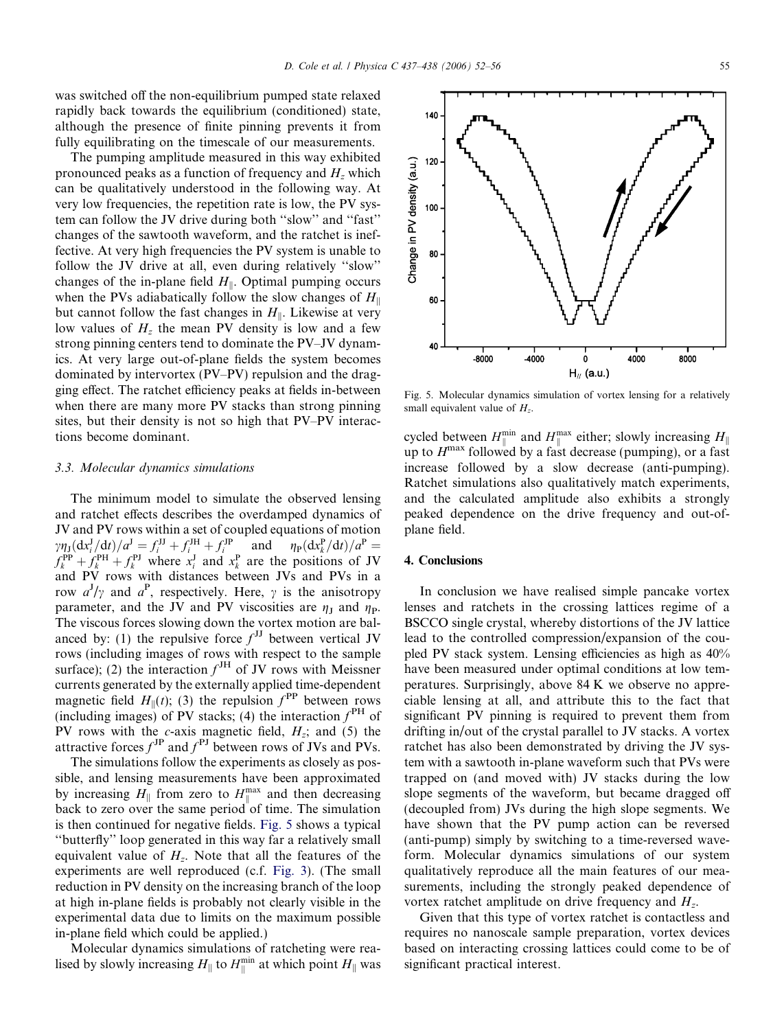was switched off the non-equilibrium pumped state relaxed rapidly back towards the equilibrium (conditioned) state, although the presence of finite pinning prevents it from fully equilibrating on the timescale of our measurements.

The pumping amplitude measured in this way exhibited pronounced peaks as a function of frequency and $H_z$ which can be qualitatively understood in the following way. At very low frequencies, the repetition rate is low, the PV system can follow the JV drive during both "slow" and "fast" changes of the sawtooth waveform, and the ratchet is ineffective. At very high frequencies the PV system is unable to follow the JV drive at all, even during relatively "slow" changes of the in-plane field $H_\parallel$. Optimal pumping occurs when the PVs adiabatically follow the slow changes of $H_\parallel$ but cannot follow the fast changes in $H_\parallel$. Likewise at very low values of $H_z$ the mean PV density is low and a few strong pinning centers tend to dominate the PV–JV dynamics. At very large out-of-plane fields the system becomes dominated by intervortex (PV–PV) repulsion and the dragging effect. The ratchet efficiency peaks at fields in-between when there are many more PV stacks than strong pinning sites, but their density is not so high that PV–PV interactions become dominant.

### 3.3. Molecular dynamics simulations

The minimum model to simulate the observed lensing and ratchet effects describes the overdamped dynamics of JV and PV rows within a set of coupled equations of motion $\gamma\eta_J(\mathrm{d}x_i^J/\mathrm{d}t)/a^J = f_i^{JJ} + f_i^{JH} + f_i^{JP}$ and $\eta_P(\mathrm{d}x_k^P/\mathrm{d}t)/a^P = f_k^{PP} + f_k^{PH} + f_k^{PJ}$ where $x_i^J$ and $x_k^P$ are the positions of JV and PV rows with distances between JVs and PVs in a row $a^J/\gamma$ and $a^P$, respectively. Here, $\gamma$ is the anisotropy parameter, and the JV and PV viscosities are $\eta_J$ and $\eta_P$. The viscous forces slowing down the vortex motion are balanced by: (1) the repulsive force $f^{JJ}$ between vertical JV rows (including images of rows with respect to the sample surface); (2) the interaction $f^{JH}$ of JV rows with Meissner currents generated by the externally applied time-dependent magnetic field $H_\parallel(t)$; (3) the repulsion $f^{PP}$ between rows (including images) of PV stacks; (4) the interaction $f^{PH}$ of PV rows with the $c$-axis magnetic field, $H_z$; and (5) the attractive forces $f^{JP}$ and $f^{PJ}$ between rows of JVs and PVs.

The simulations follow the experiments as closely as possible, and lensing measurements have been approximated by increasing $H_\parallel$ from zero to $H_\parallel^{\max}$ and then decreasing back to zero over the same period of time. The simulation is then continued for negative fields. Fig. 5 shows a typical "butterfly" loop generated in this way far a relatively small equivalent value of $H_z$. Note that all the features of the experiments are well reproduced (c.f. Fig. 3). (The small reduction in PV density on the increasing branch of the loop at high in-plane fields is probably not clearly visible in the experimental data due to limits on the maximum possible in-plane field which could be applied.)

Molecular dynamics simulations of ratcheting were realised by slowly increasing $H_\parallel$ to $H_\parallel^{\min}$ at which point $H_\parallel$ was cycled between $H_\parallel^{\min}$ and $H_\parallel^{\max}$ either; slowly increasing $H_\parallel$ up to $H^{\max}$ followed by a fast decrease (pumping), or a fast increase followed by a slow decrease (anti-pumping). Ratchet simulations also qualitatively match experiments, and the calculated amplitude also exhibits a strongly peaked dependence on the drive frequency and out-of-plane field.

Fig. 5. Molecular dynamics simulation of vortex lensing for a relatively small equivalent value of $H_z$.

## 4. Conclusions

In conclusion we have realised simple pancake vortex lenses and ratchets in the crossing lattices regime of a BSCCO single crystal, whereby distortions of the JV lattice lead to the controlled compression/expansion of the coupled PV stack system. Lensing efficiencies as high as 40% have been measured under optimal conditions at low temperatures. Surprisingly, above 84 K we observe no appreciable lensing at all, and attribute this to the fact that significant PV pinning is required to prevent them from drifting in/out of the crystal parallel to JV stacks. A vortex ratchet has also been demonstrated by driving the JV system with a sawtooth in-plane waveform such that PVs were trapped on (and moved with) JV stacks during the low slope segments of the waveform, but became dragged off (decoupled from) JVs during the high slope segments. We have shown that the PV pump action can be reversed (anti-pump) simply by switching to a time-reversed waveform. Molecular dynamics simulations of our system qualitatively reproduce all the main features of our measurements, including the strongly peaked dependence of vortex ratchet amplitude on drive frequency and $H_z$.

Given that this type of vortex ratchet is contactless and requires no nanoscale sample preparation, vortex devices based on interacting crossing lattices could come to be of significant practical interest.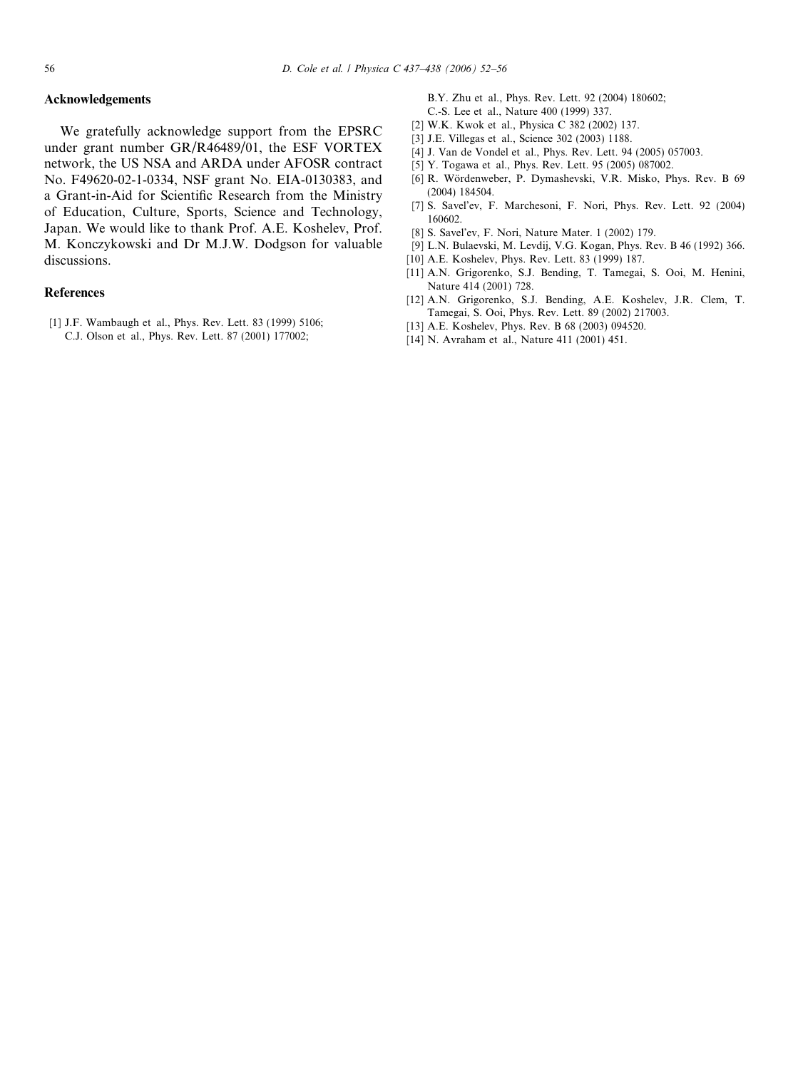## Acknowledgements

We gratefully acknowledge support from the EPSRC under grant number GR/R46489/01, the ESF VORTEX network, the US NSA and ARDA under AFOSR contract No. F49620-02-1-0334, NSF grant No. EIA-0130383, and a Grant-in-Aid for Scientific Research from the Ministry of Education, Culture, Sports, Science and Technology, Japan. We would like to thank Prof. A.E. Koshelev, Prof. M. Konczykowski and Dr M.J.W. Dodgson for valuable discussions.

## References

[1] J.F. Wambaugh et al., Phys. Rev. Lett. 83 (1999) 5106; C.J. Olson et al., Phys. Rev. Lett. 87 (2001) 177002; B.Y. Zhu et al., Phys. Rev. Lett. 92 (2004) 180602; C.-S. Lee et al., Nature 400 (1999) 337.

[2] W.K. Kwok et al., Physica C 382 (2002) 137.

[3] J.E. Villegas et al., Science 302 (2003) 1188.

[4] J. Van de Vondel et al., Phys. Rev. Lett. 94 (2005) 057003.

[5] Y. Togawa et al., Phys. Rev. Lett. 95 (2005) 087002.

[6] R. Wördenweber, P. Dymashevski, V.R. Misko, Phys. Rev. B 69 (2004) 184504.

[7] S. Savel'ev, F. Marchesoni, F. Nori, Phys. Rev. Lett. 92 (2004) 160602.

[8] S. Savel'ev, F. Nori, Nature Mater. 1 (2002) 179.

[9] L.N. Bulaevski, M. Levdij, V.G. Kogan, Phys. Rev. B 46 (1992) 366.

[10] A.E. Koshelev, Phys. Rev. Lett. 83 (1999) 187.

[11] A.N. Grigorenko, S.J. Bending, T. Tamegai, S. Ooi, M. Henini, Nature 414 (2001) 728.

[12] A.N. Grigorenko, S.J. Bending, A.E. Koshelev, J.R. Clem, T. Tamegai, S. Ooi, Phys. Rev. Lett. 89 (2002) 217003.

[13] A.E. Koshelev, Phys. Rev. B 68 (2003) 094520.

[14] N. Avraham et al., Nature 411 (2001) 451.